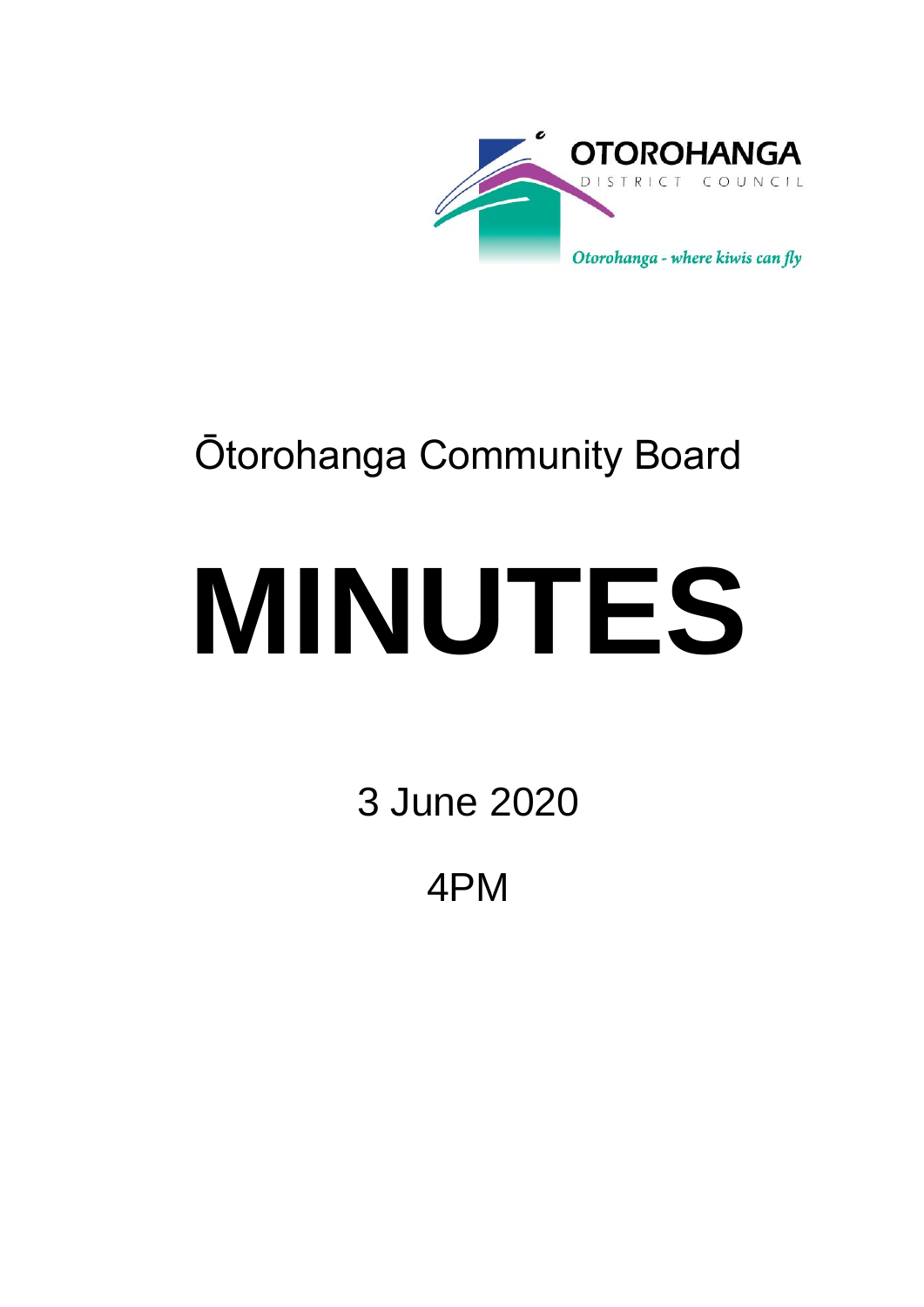OTOROHANGA
DISTRICT COUNCIL
*Otorohanga - where kiwis can fly*

# Ōtorohanga Community Board

# MINUTES

3 June 2020

4PM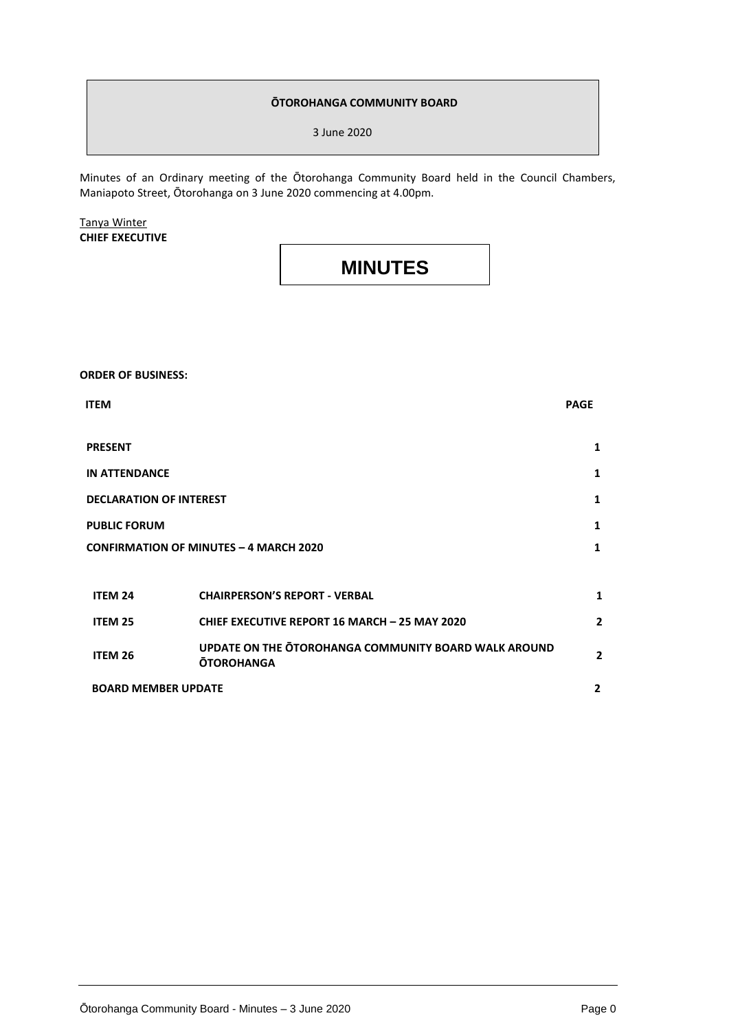| **ŌTOROHANGA COMMUNITY BOARD** |
| --- |
| 3 June 2020 |

Minutes of an Ordinary meeting of the Ōtorohanga Community Board held in the Council Chambers, Maniapoto Street, Ōtorohanga on 3 June 2020 commencing at 4.00pm.

Tanya Winter
**CHIEF EXECUTIVE**

# MINUTES

**ORDER OF BUSINESS:**

| **ITEM** | | **PAGE** |
| --- | --- | --- |
| **PRESENT** | | **1** |
| **IN ATTENDANCE** | | **1** |
| **DECLARATION OF INTEREST** | | **1** |
| **PUBLIC FORUM** | | **1** |
| **CONFIRMATION OF MINUTES – 4 MARCH 2020** | | **1** |
| **ITEM 24** | **CHAIRPERSON'S REPORT - VERBAL** | **1** |
| **ITEM 25** | **CHIEF EXECUTIVE REPORT 16 MARCH – 25 MAY 2020** | **2** |
| **ITEM 26** | **UPDATE ON THE ŌTOROHANGA COMMUNITY BOARD WALK AROUND ŌTOROHANGA** | **2** |
| **BOARD MEMBER UPDATE** | | **2** |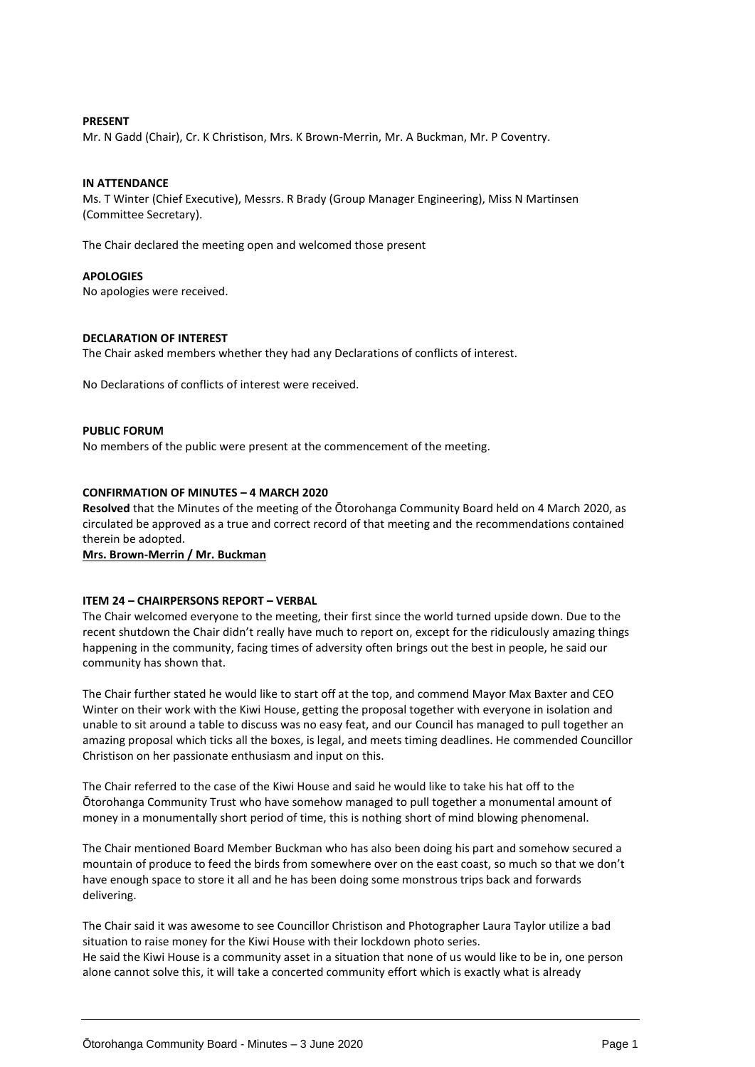**PRESENT**

Mr. N Gadd (Chair), Cr. K Christison, Mrs. K Brown-Merrin, Mr. A Buckman, Mr. P Coventry.

**IN ATTENDANCE**

Ms. T Winter (Chief Executive), Messrs. R Brady (Group Manager Engineering), Miss N Martinsen (Committee Secretary).

The Chair declared the meeting open and welcomed those present

**APOLOGIES**

No apologies were received.

**DECLARATION OF INTEREST**

The Chair asked members whether they had any Declarations of conflicts of interest.

No Declarations of conflicts of interest were received.

**PUBLIC FORUM**

No members of the public were present at the commencement of the meeting.

**CONFIRMATION OF MINUTES – 4 MARCH 2020**

**Resolved** that the Minutes of the meeting of the Ōtorohanga Community Board held on 4 March 2020, as circulated be approved as a true and correct record of that meeting and the recommendations contained therein be adopted.

**Mrs. Brown-Merrin / Mr. Buckman**

**ITEM 24 – CHAIRPERSONS REPORT – VERBAL**

The Chair welcomed everyone to the meeting, their first since the world turned upside down. Due to the recent shutdown the Chair didn't really have much to report on, except for the ridiculously amazing things happening in the community, facing times of adversity often brings out the best in people, he said our community has shown that.

The Chair further stated he would like to start off at the top, and commend Mayor Max Baxter and CEO Winter on their work with the Kiwi House, getting the proposal together with everyone in isolation and unable to sit around a table to discuss was no easy feat, and our Council has managed to pull together an amazing proposal which ticks all the boxes, is legal, and meets timing deadlines. He commended Councillor Christison on her passionate enthusiasm and input on this.

The Chair referred to the case of the Kiwi House and said he would like to take his hat off to the Ōtorohanga Community Trust who have somehow managed to pull together a monumental amount of money in a monumentally short period of time, this is nothing short of mind blowing phenomenal.

The Chair mentioned Board Member Buckman who has also been doing his part and somehow secured a mountain of produce to feed the birds from somewhere over on the east coast, so much so that we don't have enough space to store it all and he has been doing some monstrous trips back and forwards delivering.

The Chair said it was awesome to see Councillor Christison and Photographer Laura Taylor utilize a bad situation to raise money for the Kiwi House with their lockdown photo series.
He said the Kiwi House is a community asset in a situation that none of us would like to be in, one person alone cannot solve this, it will take a concerted community effort which is exactly what is already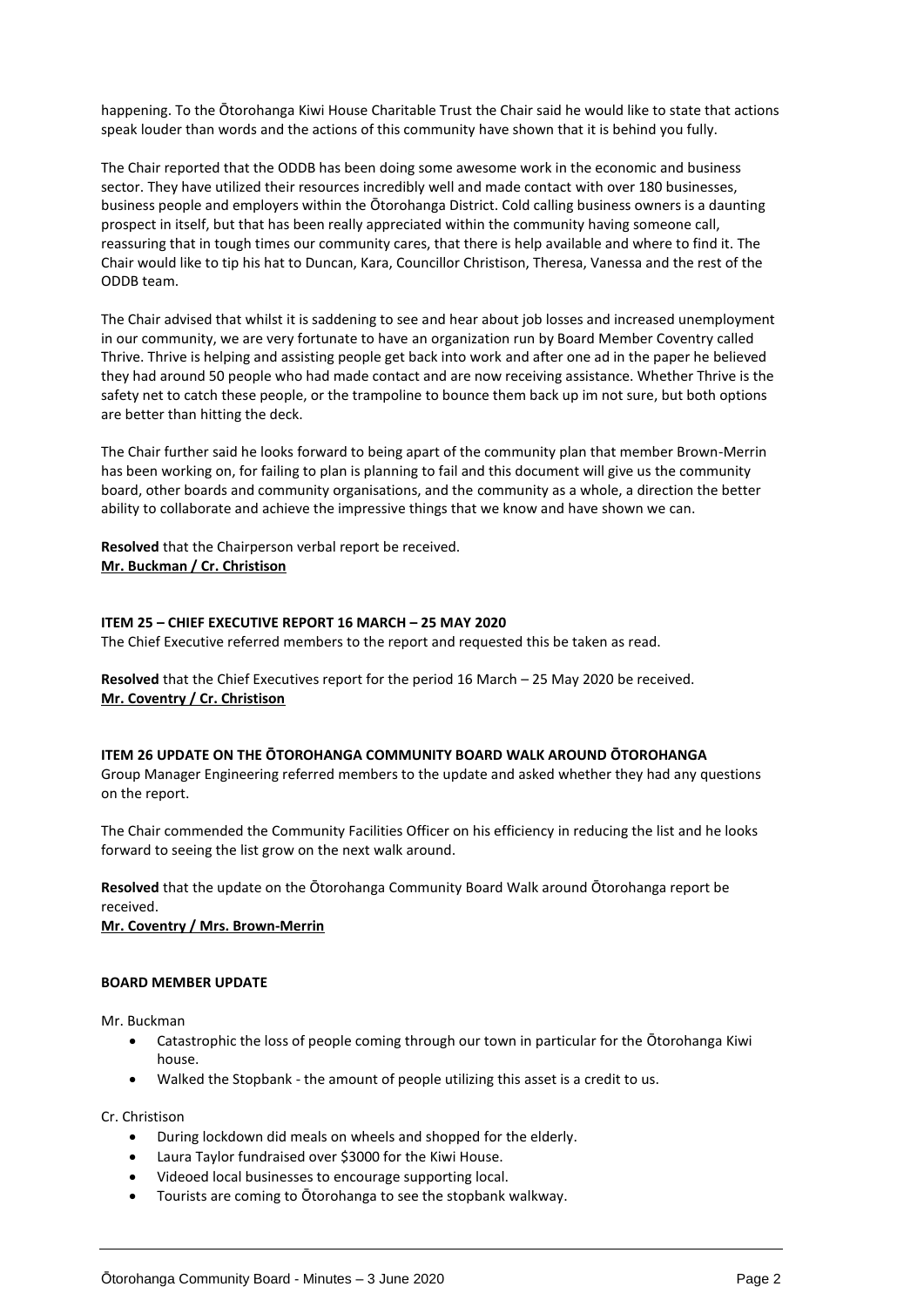happening. To the Ōtorohanga Kiwi House Charitable Trust the Chair said he would like to state that actions speak louder than words and the actions of this community have shown that it is behind you fully.

The Chair reported that the ODDB has been doing some awesome work in the economic and business sector. They have utilized their resources incredibly well and made contact with over 180 businesses, business people and employers within the Ōtorohanga District. Cold calling business owners is a daunting prospect in itself, but that has been really appreciated within the community having someone call, reassuring that in tough times our community cares, that there is help available and where to find it. The Chair would like to tip his hat to Duncan, Kara, Councillor Christison, Theresa, Vanessa and the rest of the ODDB team.

The Chair advised that whilst it is saddening to see and hear about job losses and increased unemployment in our community, we are very fortunate to have an organization run by Board Member Coventry called Thrive. Thrive is helping and assisting people get back into work and after one ad in the paper he believed they had around 50 people who had made contact and are now receiving assistance. Whether Thrive is the safety net to catch these people, or the trampoline to bounce them back up im not sure, but both options are better than hitting the deck.

The Chair further said he looks forward to being apart of the community plan that member Brown-Merrin has been working on, for failing to plan is planning to fail and this document will give us the community board, other boards and community organisations, and the community as a whole, a direction the better ability to collaborate and achieve the impressive things that we know and have shown we can.

**Resolved** that the Chairperson verbal report be received.
**Mr. Buckman / Cr. Christison**

**ITEM 25 – CHIEF EXECUTIVE REPORT 16 MARCH – 25 MAY 2020**
The Chief Executive referred members to the report and requested this be taken as read.

**Resolved** that the Chief Executives report for the period 16 March – 25 May 2020 be received.
**Mr. Coventry / Cr. Christison**

**ITEM 26 UPDATE ON THE ŌTOROHANGA COMMUNITY BOARD WALK AROUND ŌTOROHANGA**
Group Manager Engineering referred members to the update and asked whether they had any questions on the report.

The Chair commended the Community Facilities Officer on his efficiency in reducing the list and he looks forward to seeing the list grow on the next walk around.

**Resolved** that the update on the Ōtorohanga Community Board Walk around Ōtorohanga report be received.
**Mr. Coventry / Mrs. Brown-Merrin**

**BOARD MEMBER UPDATE**

Mr. Buckman

- Catastrophic the loss of people coming through our town in particular for the Ōtorohanga Kiwi house.
- Walked the Stopbank - the amount of people utilizing this asset is a credit to us.

Cr. Christison

- During lockdown did meals on wheels and shopped for the elderly.
- Laura Taylor fundraised over $3000 for the Kiwi House.
- Videoed local businesses to encourage supporting local.
- Tourists are coming to Ōtorohanga to see the stopbank walkway.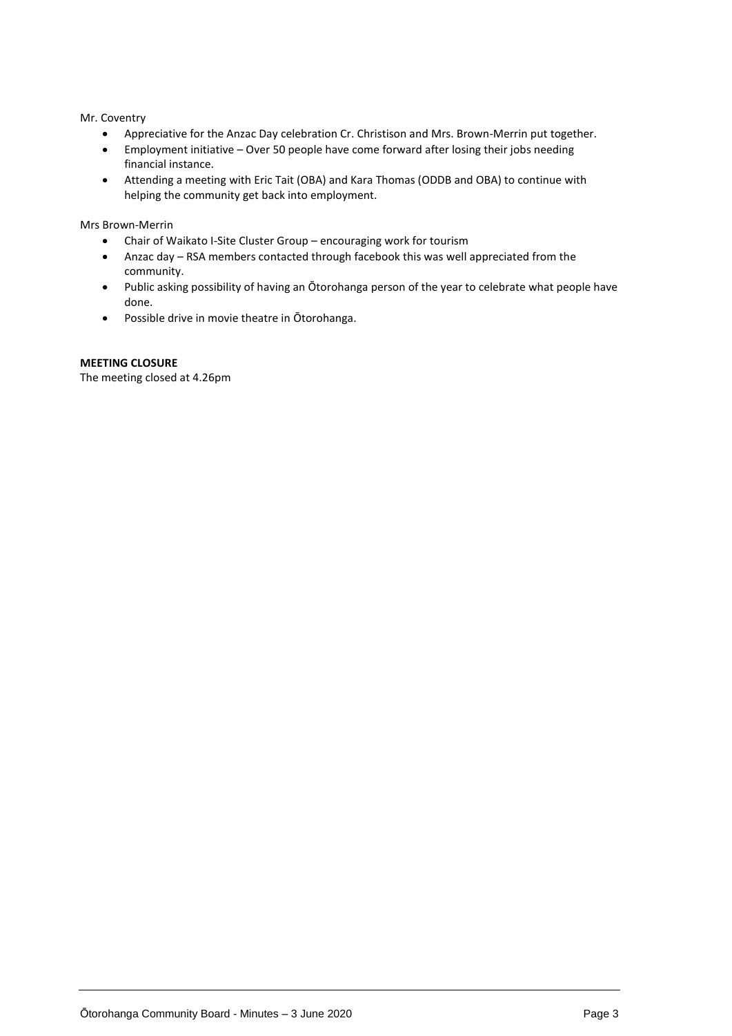Mr. Coventry

- Appreciative for the Anzac Day celebration Cr. Christison and Mrs. Brown-Merrin put together.
- Employment initiative – Over 50 people have come forward after losing their jobs needing financial instance.
- Attending a meeting with Eric Tait (OBA) and Kara Thomas (ODDB and OBA) to continue with helping the community get back into employment.

Mrs Brown-Merrin

- Chair of Waikato I-Site Cluster Group – encouraging work for tourism
- Anzac day – RSA members contacted through facebook this was well appreciated from the community.
- Public asking possibility of having an Ōtorohanga person of the year to celebrate what people have done.
- Possible drive in movie theatre in Ōtorohanga.

**MEETING CLOSURE**

The meeting closed at 4.26pm